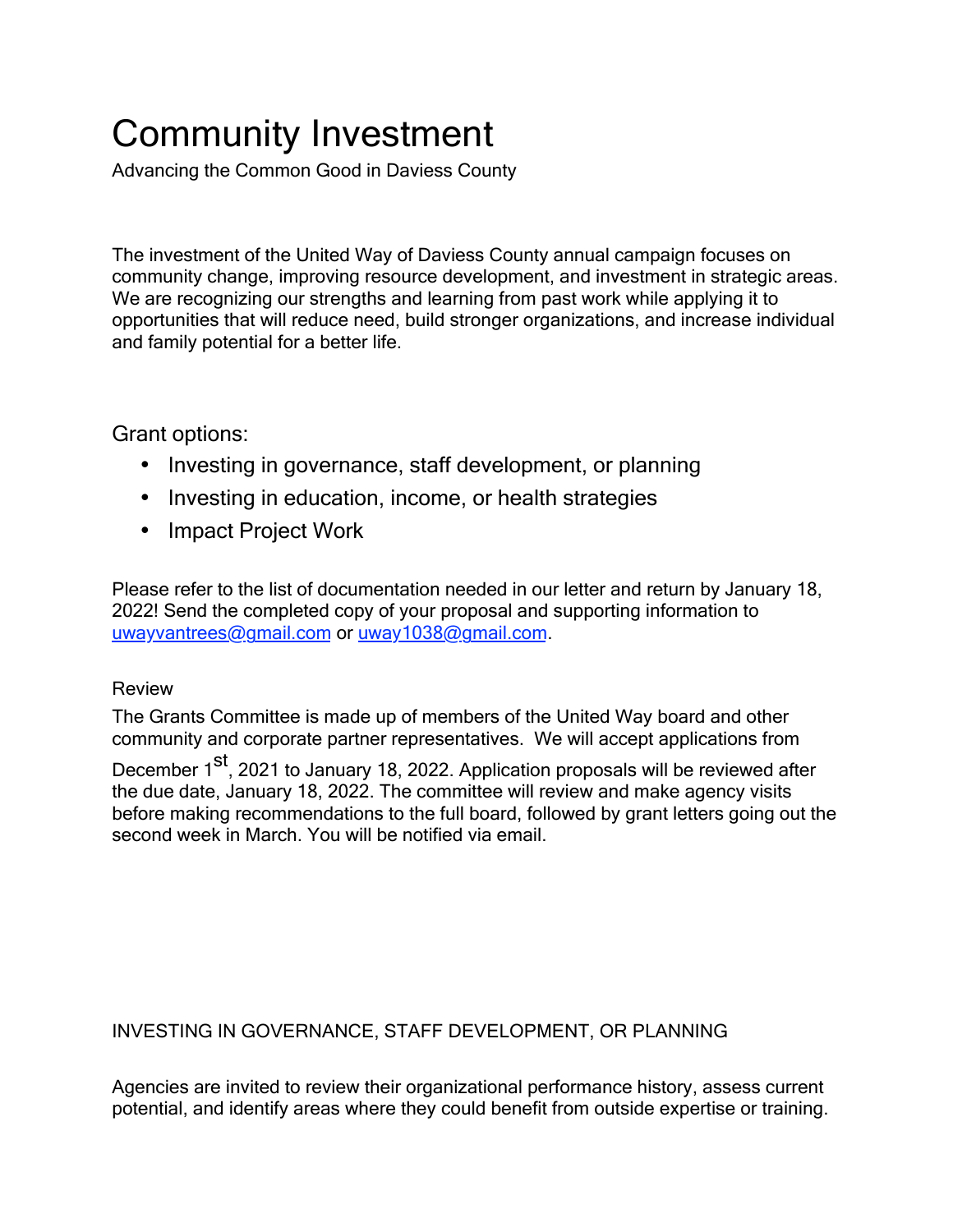# Community Investment

Advancing the Common Good in Daviess County

The investment of the United Way of Daviess County annual campaign focuses on community change, improving resource development, and investment in strategic areas. We are recognizing our strengths and learning from past work while applying it to opportunities that will reduce need, build stronger organizations, and increase individual and family potential for a better life.

## Grant options:

- Investing in governance, staff development, or planning
- Investing in education, income, or health strategies
- Impact Project Work

Please refer to the list of documentation needed in our letter and return by January 18, 2022! Send the completed copy of your proposal and supporting information to uwayvantrees@gmail.com or uway1038@gmail.com.

### Review

The Grants Committee is made up of members of the United Way board and other community and corporate partner representatives. We will accept applications from December 1st, 2021 to January 18, 2022. Application proposals will be reviewed after the due date, January 18, 2022. The committee will review and make agency visits before making recommendations to the full board, followed by grant letters going out the second week in March. You will be notified via email.

## INVESTING IN GOVERNANCE, STAFF DEVELOPMENT, OR PLANNING

Agencies are invited to review their organizational performance history, assess current potential, and identify areas where they could benefit from outside expertise or training.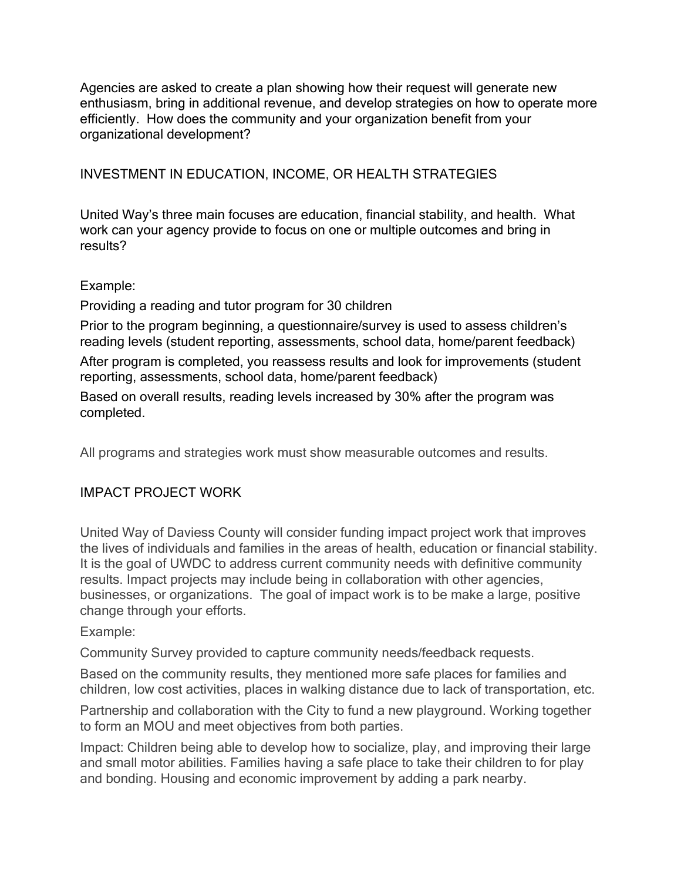Agencies are asked to create a plan showing how their request will generate new enthusiasm, bring in additional revenue, and develop strategies on how to operate more efficiently. How does the community and your organization benefit from your organizational development?

## INVESTMENT IN EDUCATION, INCOME, OR HEALTH STRATEGIES

United Way's three main focuses are education, financial stability, and health. What work can your agency provide to focus on one or multiple outcomes and bring in results?

Example:

Providing a reading and tutor program for 30 children

Prior to the program beginning, a questionnaire/survey is used to assess children's reading levels (student reporting, assessments, school data, home/parent feedback)

After program is completed, you reassess results and look for improvements (student reporting, assessments, school data, home/parent feedback)

Based on overall results, reading levels increased by 30% after the program was completed.

All programs and strategies work must show measurable outcomes and results.

## IMPACT PROJECT WORK

United Way of Daviess County will consider funding impact project work that improves the lives of individuals and families in the areas of health, education or financial stability. It is the goal of UWDC to address current community needs with definitive community results. Impact projects may include being in collaboration with other agencies, businesses, or organizations. The goal of impact work is to be make a large, positive change through your efforts.

Example:

Community Survey provided to capture community needs/feedback requests.

Based on the community results, they mentioned more safe places for families and children, low cost activities, places in walking distance due to lack of transportation, etc.

Partnership and collaboration with the City to fund a new playground. Working together to form an MOU and meet objectives from both parties.

Impact: Children being able to develop how to socialize, play, and improving their large and small motor abilities. Families having a safe place to take their children to for play and bonding. Housing and economic improvement by adding a park nearby.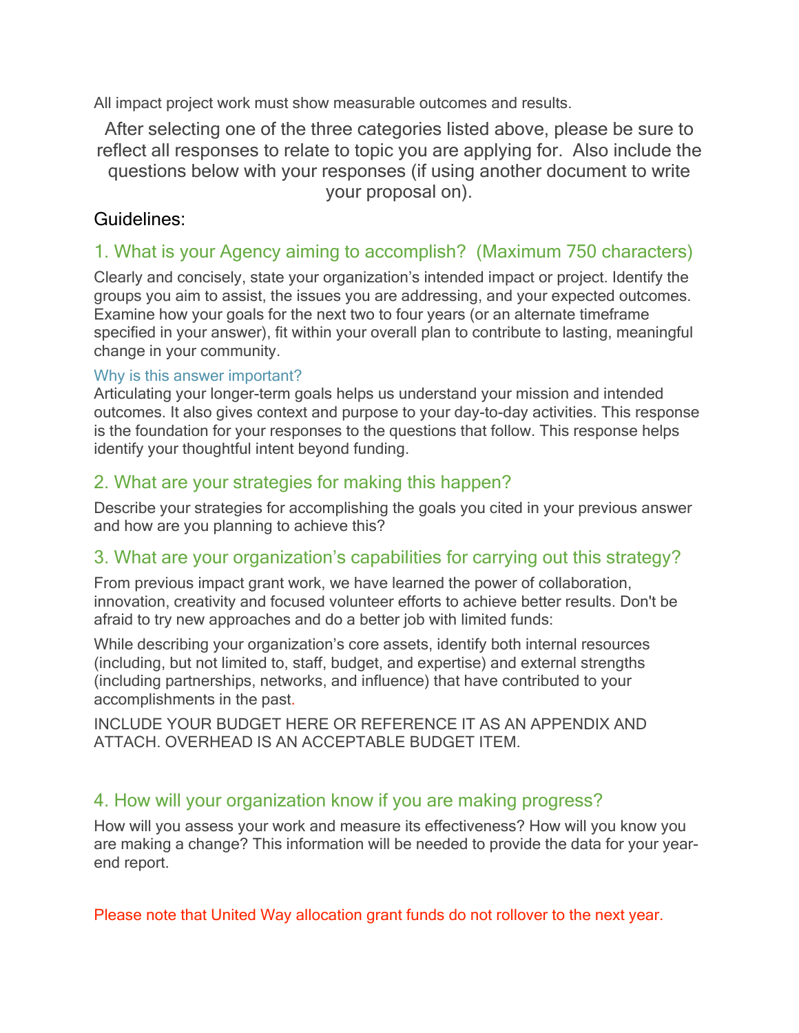All impact project work must show measurable outcomes and results.

After selecting one of the three categories listed above, please be sure to reflect all responses to relate to topic you are applying for. Also include the questions below with your responses (if using another document to write your proposal on).

## Guidelines:

### 1. What is your Agency aiming to accomplish? (Maximum 750 characters)

Clearly and concisely, state your organization's intended impact or project. Identify the groups you aim to assist, the issues you are addressing, and your expected outcomes. Examine how your goals for the next two to four years (or an alternate timeframe specified in your answer), fit within your overall plan to contribute to lasting, meaningful change in your community.

#### Why is this answer important?

Articulating your longer-term goals helps us understand your mission and intended outcomes. It also gives context and purpose to your day-to-day activities. This response is the foundation for your responses to the questions that follow. This response helps identify your thoughtful intent beyond funding.

### 2. What are your strategies for making this happen?

Describe your strategies for accomplishing the goals you cited in your previous answer and how are you planning to achieve this?

### 3. What are your organization's capabilities for carrying out this strategy?

From previous impact grant work, we have learned the power of collaboration, innovation, creativity and focused volunteer efforts to achieve better results. Don't be afraid to try new approaches and do a better job with limited funds:

While describing your organization's core assets, identify both internal resources (including, but not limited to, staff, budget, and expertise) and external strengths (including partnerships, networks, and influence) that have contributed to your accomplishments in the past.

INCLUDE YOUR BUDGET HERE OR REFERENCE IT AS AN APPENDIX AND ATTACH. OVERHEAD IS AN ACCEPTABLE BUDGET ITEM.

### 4. How will your organization know if you are making progress?

How will you assess your work and measure its effectiveness? How will you know you are making a change? This information will be needed to provide the data for your year-end report.

Please note that United Way allocation grant funds do not rollover to the next year.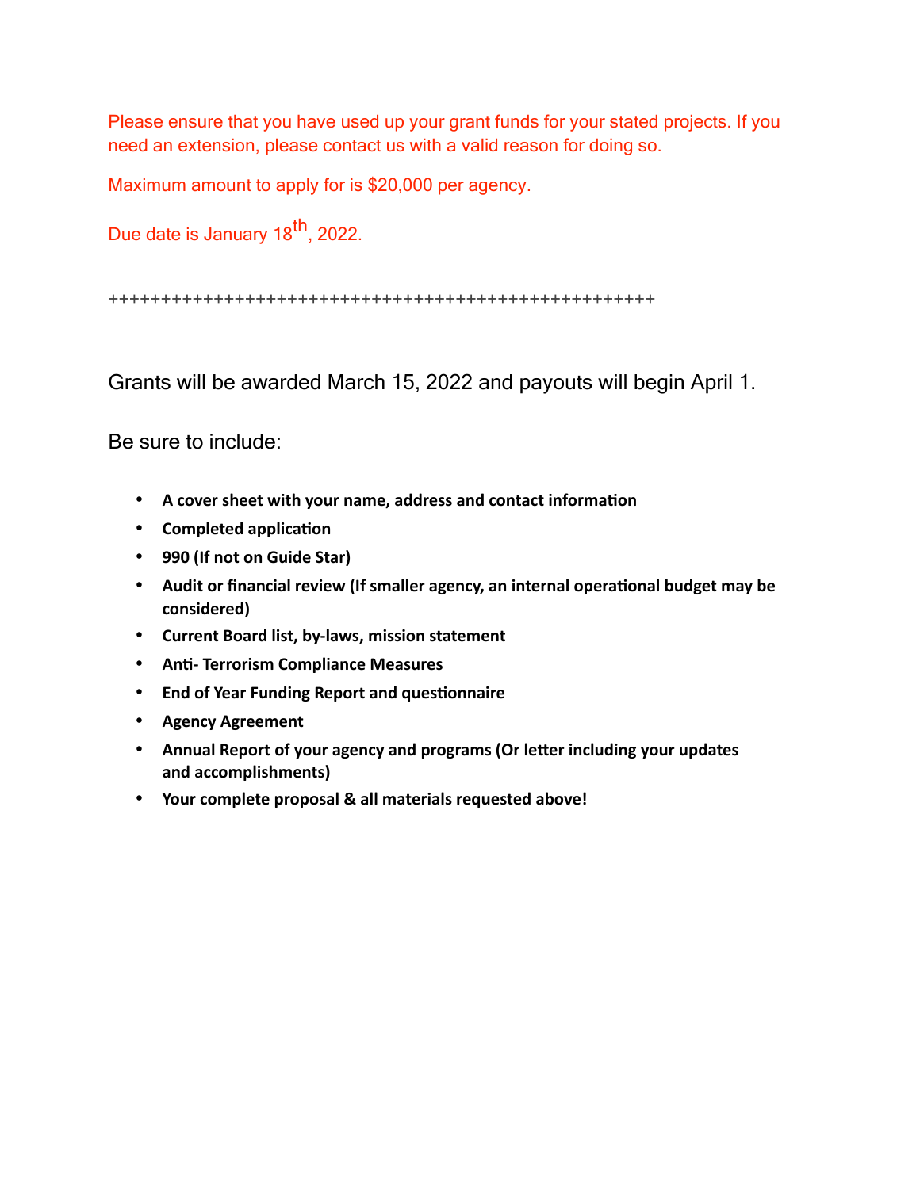Please ensure that you have used up your grant funds for your stated projects. If you need an extension, please contact us with a valid reason for doing so.

Maximum amount to apply for is $20,000 per agency.

Due date is January 18th, 2022.

+++++++++++++++++++++++++++++++++++++++++++++++++++++

Grants will be awarded March 15, 2022 and payouts will begin April 1.

Be sure to include:

- **A cover sheet with your name, address and contact information**
- **Completed application**
- **990 (If not on Guide Star)**
- **Audit or financial review (If smaller agency, an internal operational budget may be considered)**
- **Current Board list, by-laws, mission statement**
- **Anti- Terrorism Compliance Measures**
- **End of Year Funding Report and questionnaire**
- **Agency Agreement**
- **Annual Report of your agency and programs (Or letter including your updates and accomplishments)**
- **Your complete proposal & all materials requested above!**